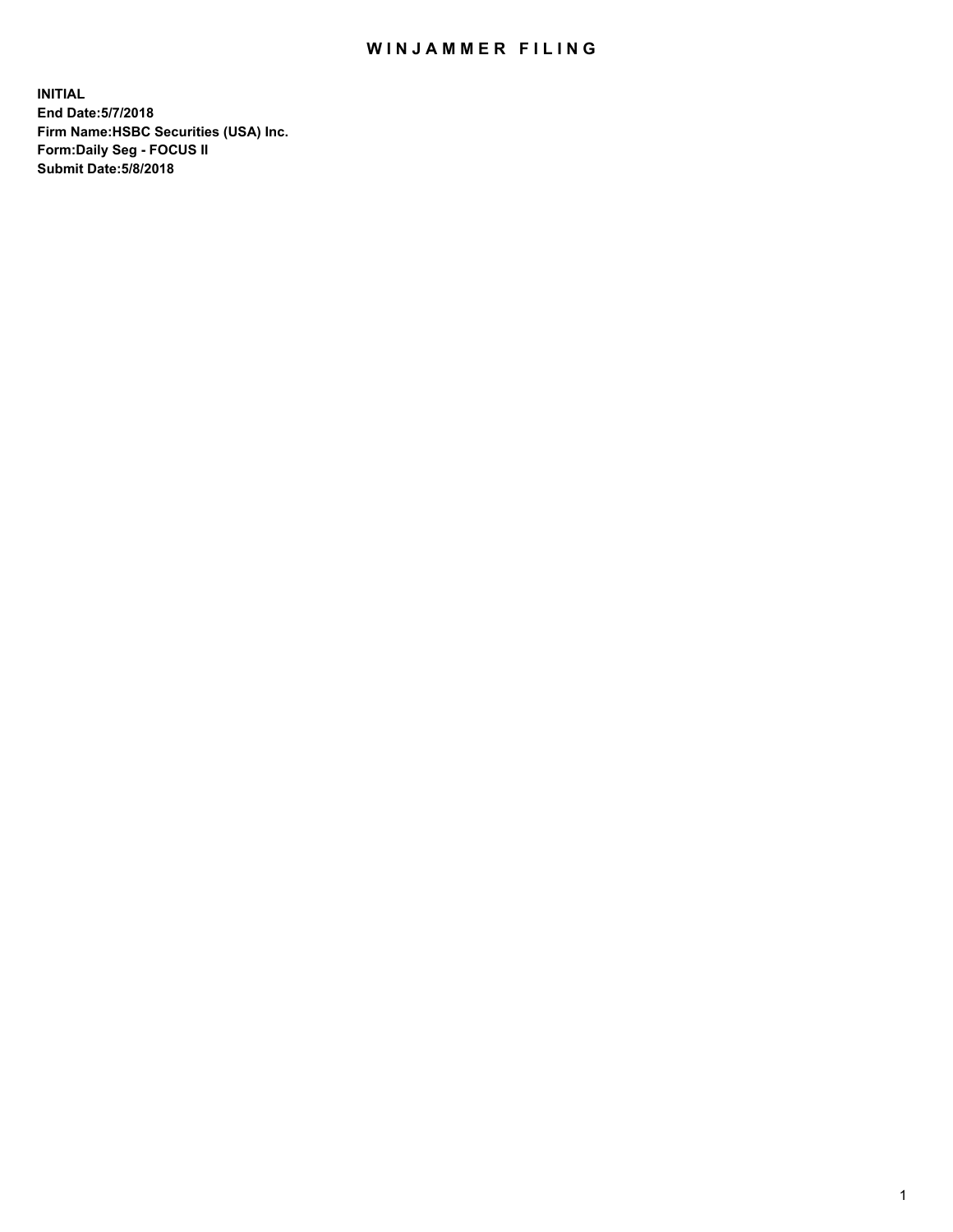# WINJAMMER FILING

**INITIAL**
**End Date:5/7/2018**
**Firm Name:HSBC Securities (USA) Inc.**
**Form:Daily Seg - FOCUS II**
**Submit Date:5/8/2018**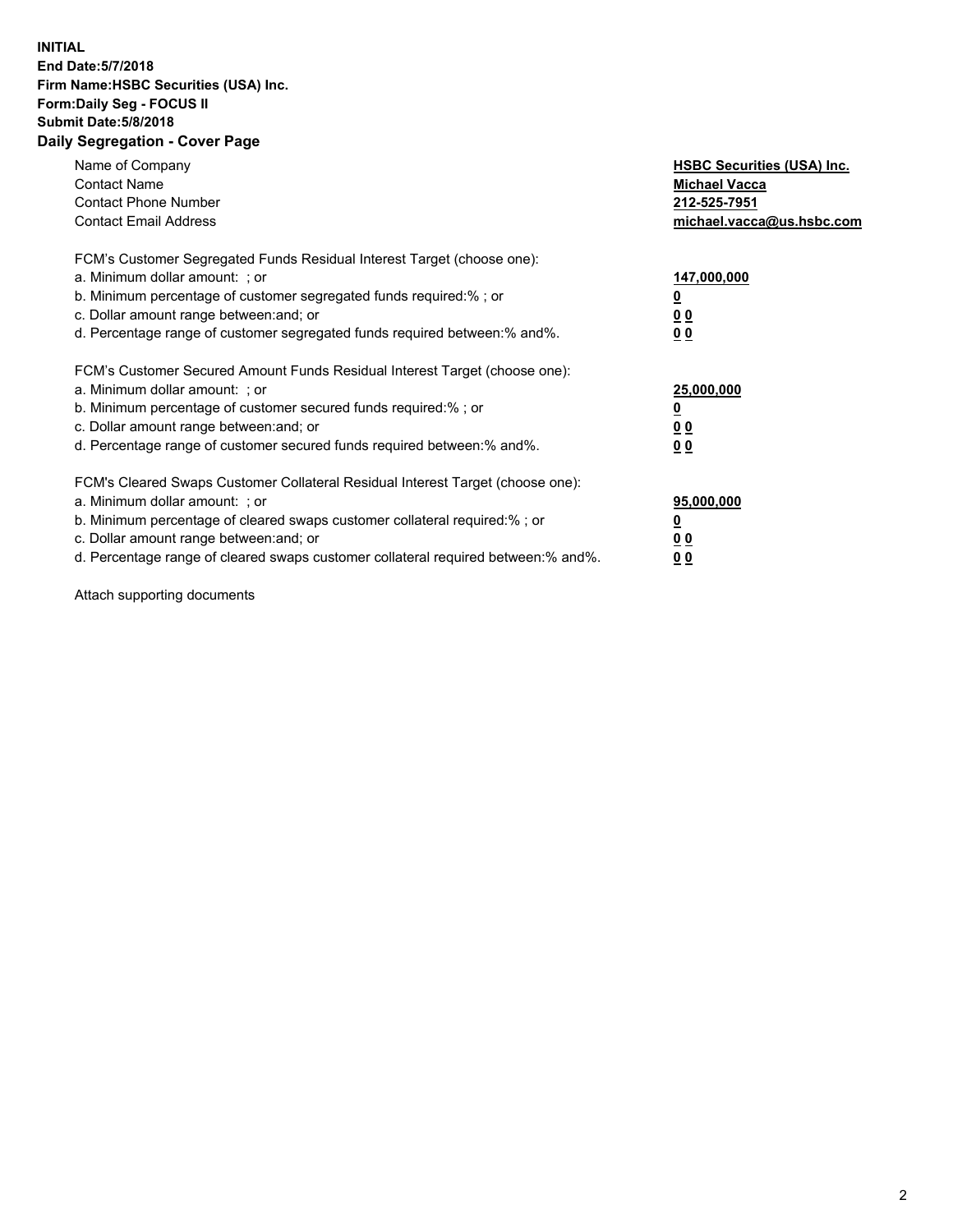**INITIAL**
**End Date:5/7/2018**
**Firm Name:HSBC Securities (USA) Inc.**
**Form:Daily Seg - FOCUS II**
**Submit Date:5/8/2018**

## Daily Segregation - Cover Page

| | |
|---|---|
| Name of Company | **HSBC Securities (USA) Inc.** |
| Contact Name | **Michael Vacca** |
| Contact Phone Number | **212-525-7951** |
| Contact Email Address | **michael.vacca@us.hsbc.com** |

| | |
|---|---|
| FCM's Customer Segregated Funds Residual Interest Target (choose one): | |
| a. Minimum dollar amount: ; or | **147,000,000** |
| b. Minimum percentage of customer segregated funds required:% ; or | **0** |
| c. Dollar amount range between:and; or | **0 0** |
| d. Percentage range of customer segregated funds required between:% and%. | **0 0** |

| | |
|---|---|
| FCM's Customer Secured Amount Funds Residual Interest Target (choose one): | |
| a. Minimum dollar amount: ; or | **25,000,000** |
| b. Minimum percentage of customer secured funds required:% ; or | **0** |
| c. Dollar amount range between:and; or | **0 0** |
| d. Percentage range of customer secured funds required between:% and%. | **0 0** |

| | |
|---|---|
| FCM's Cleared Swaps Customer Collateral Residual Interest Target (choose one): | |
| a. Minimum dollar amount: ; or | **95,000,000** |
| b. Minimum percentage of cleared swaps customer collateral required:% ; or | **0** |
| c. Dollar amount range between:and; or | **0 0** |
| d. Percentage range of cleared swaps customer collateral required between:% and%. | **0 0** |

Attach supporting documents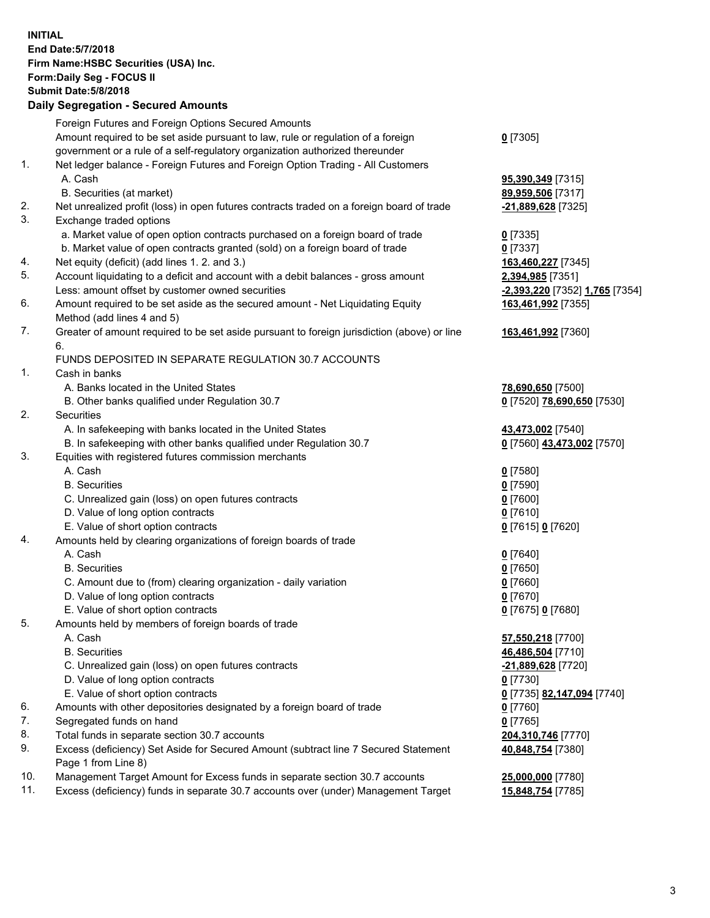**INITIAL**
**End Date:5/7/2018**
**Firm Name:HSBC Securities (USA) Inc.**
**Form:Daily Seg - FOCUS II**
**Submit Date:5/8/2018**

## Daily Segregation - Secured Amounts

| | | |
|---|---|---|
| | Foreign Futures and Foreign Options Secured Amounts | |
| | Amount required to be set aside pursuant to law, rule or regulation of a foreign government or a rule of a self-regulatory organization authorized thereunder | **0** [7305] |
| 1. | Net ledger balance - Foreign Futures and Foreign Option Trading - All Customers | |
| | A. Cash | **95,390,349** [7315] |
| | B. Securities (at market) | **89,959,506** [7317] |
| 2. | Net unrealized profit (loss) in open futures contracts traded on a foreign board of trade | **-21,889,628** [7325] |
| 3. | Exchange traded options | |
| | a. Market value of open option contracts purchased on a foreign board of trade | **0** [7335] |
| | b. Market value of open contracts granted (sold) on a foreign board of trade | **0** [7337] |
| 4. | Net equity (deficit) (add lines 1. 2. and 3.) | **163,460,227** [7345] |
| 5. | Account liquidating to a deficit and account with a debit balances - gross amount | **2,394,985** [7351] |
| | Less: amount offset by customer owned securities | **-2,393,220** [7352] **1,765** [7354] |
| 6. | Amount required to be set aside as the secured amount - Net Liquidating Equity Method (add lines 4 and 5) | **163,461,992** [7355] |
| 7. | Greater of amount required to be set aside pursuant to foreign jurisdiction (above) or line 6. | **163,461,992** [7360] |
| | FUNDS DEPOSITED IN SEPARATE REGULATION 30.7 ACCOUNTS | |
| 1. | Cash in banks | |
| | A. Banks located in the United States | **78,690,650** [7500] |
| | B. Other banks qualified under Regulation 30.7 | **0** [7520] **78,690,650** [7530] |
| 2. | Securities | |
| | A. In safekeeping with banks located in the United States | **43,473,002** [7540] |
| | B. In safekeeping with other banks qualified under Regulation 30.7 | **0** [7560] **43,473,002** [7570] |
| 3. | Equities with registered futures commission merchants | |
| | A. Cash | **0** [7580] |
| | B. Securities | **0** [7590] |
| | C. Unrealized gain (loss) on open futures contracts | **0** [7600] |
| | D. Value of long option contracts | **0** [7610] |
| | E. Value of short option contracts | **0** [7615] **0** [7620] |
| 4. | Amounts held by clearing organizations of foreign boards of trade | |
| | A. Cash | **0** [7640] |
| | B. Securities | **0** [7650] |
| | C. Amount due to (from) clearing organization - daily variation | **0** [7660] |
| | D. Value of long option contracts | **0** [7670] |
| | E. Value of short option contracts | **0** [7675] **0** [7680] |
| 5. | Amounts held by members of foreign boards of trade | |
| | A. Cash | **57,550,218** [7700] |
| | B. Securities | **46,486,504** [7710] |
| | C. Unrealized gain (loss) on open futures contracts | **-21,889,628** [7720] |
| | D. Value of long option contracts | **0** [7730] |
| | E. Value of short option contracts | **0** [7735] **82,147,094** [7740] |
| 6. | Amounts with other depositories designated by a foreign board of trade | **0** [7760] |
| 7. | Segregated funds on hand | **0** [7765] |
| 8. | Total funds in separate section 30.7 accounts | **204,310,746** [7770] |
| 9. | Excess (deficiency) Set Aside for Secured Amount (subtract line 7 Secured Statement Page 1 from Line 8) | **40,848,754** [7380] |
| 10. | Management Target Amount for Excess funds in separate section 30.7 accounts | **25,000,000** [7780] |
| 11. | Excess (deficiency) funds in separate 30.7 accounts over (under) Management Target | **15,848,754** [7785] |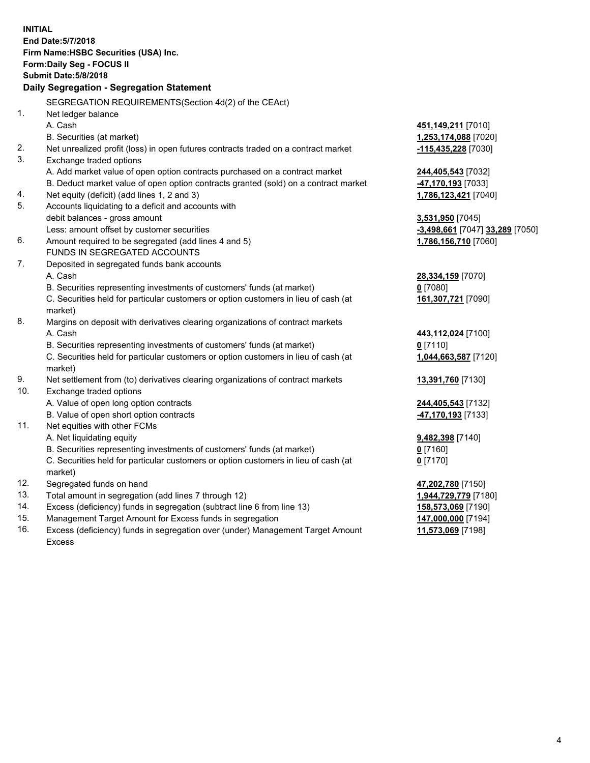**INITIAL**
**End Date:5/7/2018**
**Firm Name:HSBC Securities (USA) Inc.**
**Form:Daily Seg - FOCUS II**
**Submit Date:5/8/2018**

**Daily Segregation - Segregation Statement**

SEGREGATION REQUIREMENTS(Section 4d(2) of the CEAct)

| | | |
|---|---|---|
| 1. | Net ledger balance | |
| | A. Cash | **451,149,211** [7010] |
| | B. Securities (at market) | **1,253,174,088** [7020] |
| 2. | Net unrealized profit (loss) in open futures contracts traded on a contract market | **-115,435,228** [7030] |
| 3. | Exchange traded options | |
| | A. Add market value of open option contracts purchased on a contract market | **244,405,543** [7032] |
| | B. Deduct market value of open option contracts granted (sold) on a contract market | **-47,170,193** [7033] |
| 4. | Net equity (deficit) (add lines 1, 2 and 3) | **1,786,123,421** [7040] |
| 5. | Accounts liquidating to a deficit and accounts with debit balances - gross amount | **3,531,950** [7045] |
| | Less: amount offset by customer securities | **-3,498,661** [7047] **33,289** [7050] |
| 6. | Amount required to be segregated (add lines 4 and 5) | **1,786,156,710** [7060] |
| | FUNDS IN SEGREGATED ACCOUNTS | |
| 7. | Deposited in segregated funds bank accounts | |
| | A. Cash | **28,334,159** [7070] |
| | B. Securities representing investments of customers' funds (at market) | **0** [7080] |
| | C. Securities held for particular customers or option customers in lieu of cash (at market) | **161,307,721** [7090] |
| 8. | Margins on deposit with derivatives clearing organizations of contract markets | |
| | A. Cash | **443,112,024** [7100] |
| | B. Securities representing investments of customers' funds (at market) | **0** [7110] |
| | C. Securities held for particular customers or option customers in lieu of cash (at market) | **1,044,663,587** [7120] |
| 9. | Net settlement from (to) derivatives clearing organizations of contract markets | **13,391,760** [7130] |
| 10. | Exchange traded options | |
| | A. Value of open long option contracts | **244,405,543** [7132] |
| | B. Value of open short option contracts | **-47,170,193** [7133] |
| 11. | Net equities with other FCMs | |
| | A. Net liquidating equity | **9,482,398** [7140] |
| | B. Securities representing investments of customers' funds (at market) | **0** [7160] |
| | C. Securities held for particular customers or option customers in lieu of cash (at market) | **0** [7170] |
| 12. | Segregated funds on hand | **47,202,780** [7150] |
| 13. | Total amount in segregation (add lines 7 through 12) | **1,944,729,779** [7180] |
| 14. | Excess (deficiency) funds in segregation (subtract line 6 from line 13) | **158,573,069** [7190] |
| 15. | Management Target Amount for Excess funds in segregation | **147,000,000** [7194] |
| 16. | Excess (deficiency) funds in segregation over (under) Management Target Amount Excess | **11,573,069** [7198] |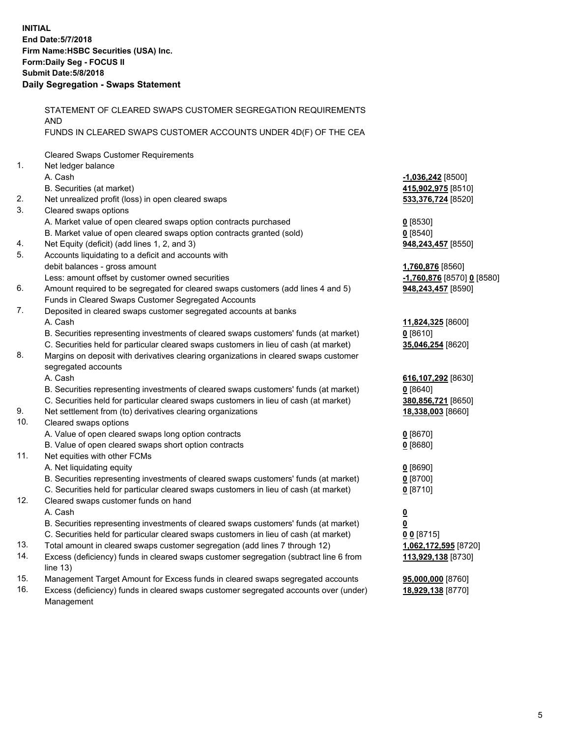**INITIAL**
**End Date:5/7/2018**
**Firm Name:HSBC Securities (USA) Inc.**
**Form:Daily Seg - FOCUS II**
**Submit Date:5/8/2018**
**Daily Segregation - Swaps Statement**

STATEMENT OF CLEARED SWAPS CUSTOMER SEGREGATION REQUIREMENTS AND FUNDS IN CLEARED SWAPS CUSTOMER ACCOUNTS UNDER 4D(F) OF THE CEA

| | | |
|---|---|---|
| | Cleared Swaps Customer Requirements | |
| 1. | Net ledger balance | |
| | A. Cash | **-1,036,242** [8500] |
| | B. Securities (at market) | **415,902,975** [8510] |
| 2. | Net unrealized profit (loss) in open cleared swaps | **533,376,724** [8520] |
| 3. | Cleared swaps options | |
| | A. Market value of open cleared swaps option contracts purchased | **0** [8530] |
| | B. Market value of open cleared swaps option contracts granted (sold) | **0** [8540] |
| 4. | Net Equity (deficit) (add lines 1, 2, and 3) | **948,243,457** [8550] |
| 5. | Accounts liquidating to a deficit and accounts with debit balances - gross amount | **1,760,876** [8560] |
| | Less: amount offset by customer owned securities | **-1,760,876** [8570] **0** [8580] |
| 6. | Amount required to be segregated for cleared swaps customers (add lines 4 and 5) | **948,243,457** [8590] |
| | Funds in Cleared Swaps Customer Segregated Accounts | |
| 7. | Deposited in cleared swaps customer segregated accounts at banks | |
| | A. Cash | **11,824,325** [8600] |
| | B. Securities representing investments of cleared swaps customers' funds (at market) | **0** [8610] |
| | C. Securities held for particular cleared swaps customers in lieu of cash (at market) | **35,046,254** [8620] |
| 8. | Margins on deposit with derivatives clearing organizations in cleared swaps customer segregated accounts | |
| | A. Cash | **616,107,292** [8630] |
| | B. Securities representing investments of cleared swaps customers' funds (at market) | **0** [8640] |
| | C. Securities held for particular cleared swaps customers in lieu of cash (at market) | **380,856,721** [8650] |
| 9. | Net settlement from (to) derivatives clearing organizations | **18,338,003** [8660] |
| 10. | Cleared swaps options | |
| | A. Value of open cleared swaps long option contracts | **0** [8670] |
| | B. Value of open cleared swaps short option contracts | **0** [8680] |
| 11. | Net equities with other FCMs | |
| | A. Net liquidating equity | **0** [8690] |
| | B. Securities representing investments of cleared swaps customers' funds (at market) | **0** [8700] |
| | C. Securities held for particular cleared swaps customers in lieu of cash (at market) | **0** [8710] |
| 12. | Cleared swaps customer funds on hand | |
| | A. Cash | **0** |
| | B. Securities representing investments of cleared swaps customers' funds (at market) | **0** |
| | C. Securities held for particular cleared swaps customers in lieu of cash (at market) | **0** **0** [8715] |
| 13. | Total amount in cleared swaps customer segregation (add lines 7 through 12) | **1,062,172,595** [8720] |
| 14. | Excess (deficiency) funds in cleared swaps customer segregation (subtract line 6 from line 13) | **113,929,138** [8730] |
| 15. | Management Target Amount for Excess funds in cleared swaps segregated accounts | **95,000,000** [8760] |
| 16. | Excess (deficiency) funds in cleared swaps customer segregated accounts over (under) Management | **18,929,138** [8770] |